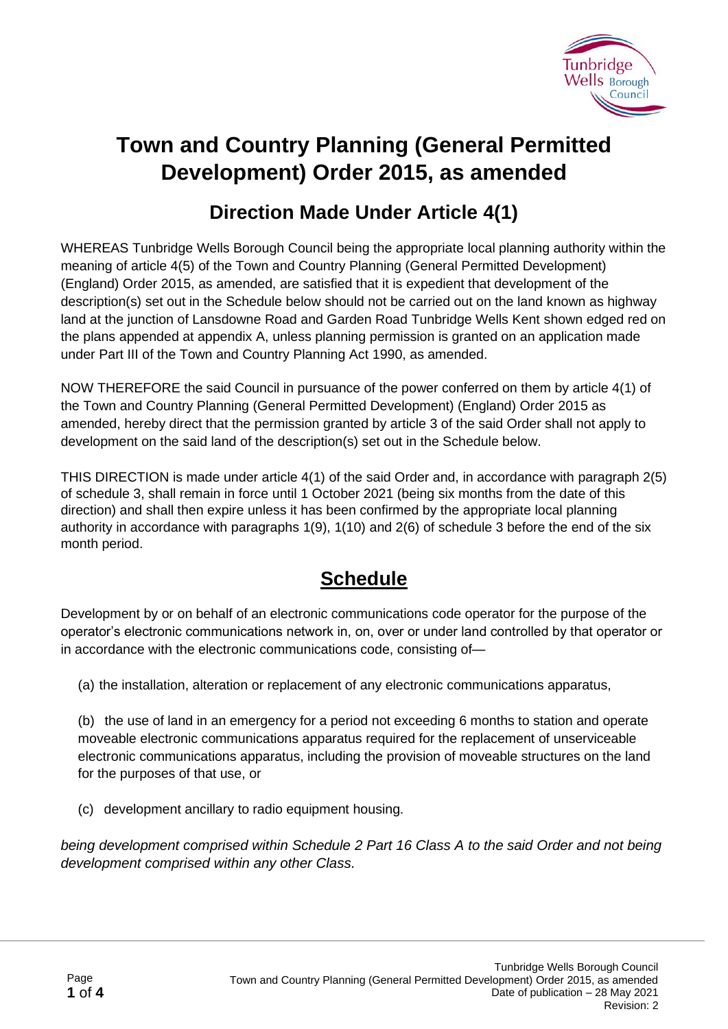# Town and Country Planning (General Permitted Development) Order 2015, as amended

## Direction Made Under Article 4(1)

WHEREAS Tunbridge Wells Borough Council being the appropriate local planning authority within the meaning of article 4(5) of the Town and Country Planning (General Permitted Development) (England) Order 2015, as amended, are satisfied that it is expedient that development of the description(s) set out in the Schedule below should not be carried out on the land known as highway land at the junction of Lansdowne Road and Garden Road Tunbridge Wells Kent shown edged red on the plans appended at appendix A, unless planning permission is granted on an application made under Part III of the Town and Country Planning Act 1990, as amended.

NOW THEREFORE the said Council in pursuance of the power conferred on them by article 4(1) of the Town and Country Planning (General Permitted Development) (England) Order 2015 as amended, hereby direct that the permission granted by article 3 of the said Order shall not apply to development on the said land of the description(s) set out in the Schedule below.

THIS DIRECTION is made under article 4(1) of the said Order and, in accordance with paragraph 2(5) of schedule 3, shall remain in force until 1 October 2021 (being six months from the date of this direction) and shall then expire unless it has been confirmed by the appropriate local planning authority in accordance with paragraphs 1(9), 1(10) and 2(6) of schedule 3 before the end of the six month period.

## Schedule

Development by or on behalf of an electronic communications code operator for the purpose of the operator's electronic communications network in, on, over or under land controlled by that operator or in accordance with the electronic communications code, consisting of—

(a) the installation, alteration or replacement of any electronic communications apparatus,

(b) the use of land in an emergency for a period not exceeding 6 months to station and operate moveable electronic communications apparatus required for the replacement of unserviceable electronic communications apparatus, including the provision of moveable structures on the land for the purposes of that use, or

(c) development ancillary to radio equipment housing.

*being development comprised within Schedule 2 Part 16 Class A to the said Order and not being development comprised within any other Class.*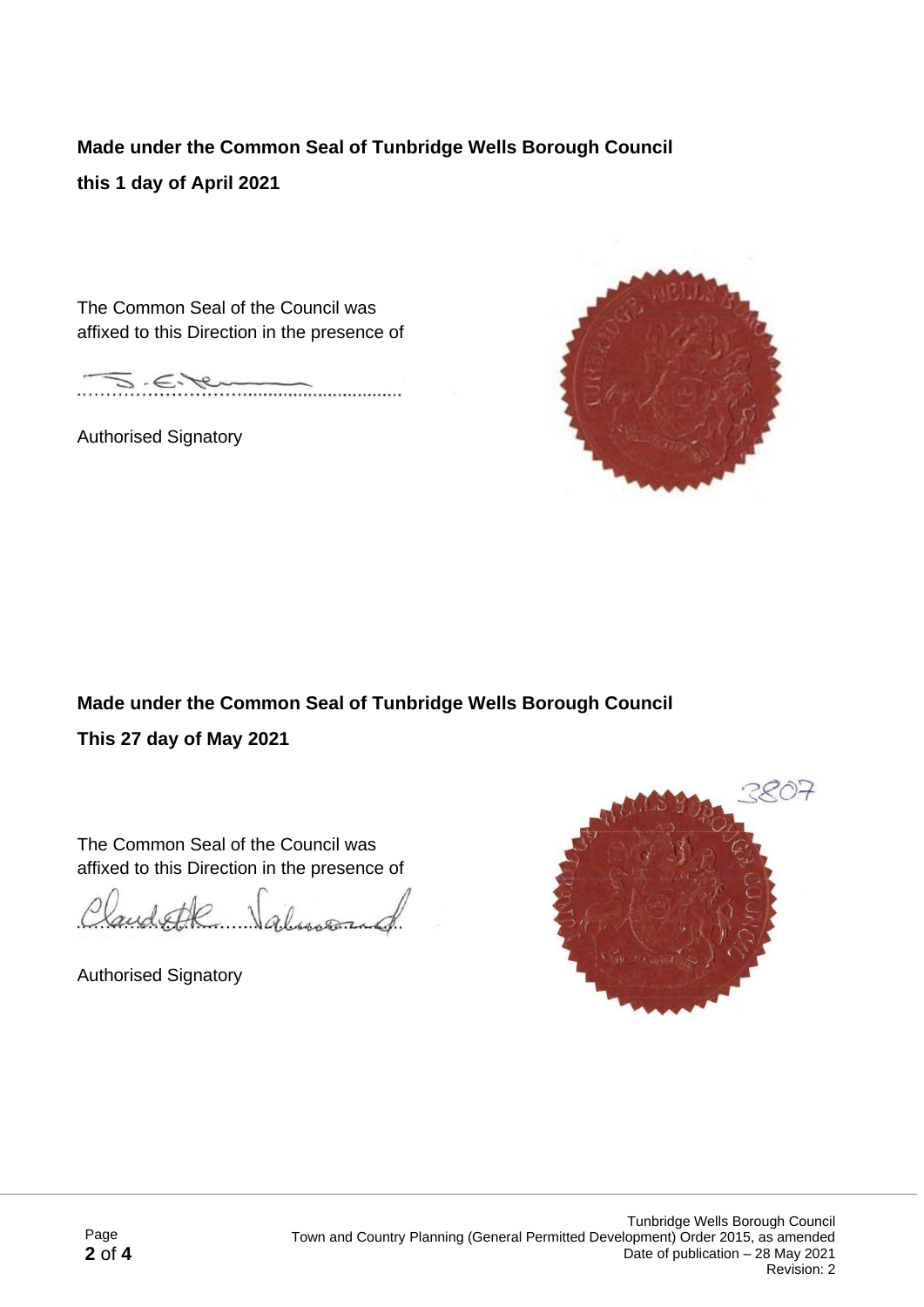**Made under the Common Seal of Tunbridge Wells Borough Council**

**this 1 day of April 2021**

The Common Seal of the Council was affixed to this Direction in the presence of

..........................................................

Authorised Signatory

**Made under the Common Seal of Tunbridge Wells Borough Council**

**This 27 day of May 2021**

3807

The Common Seal of the Council was affixed to this Direction in the presence of

..........................................................

Authorised Signatory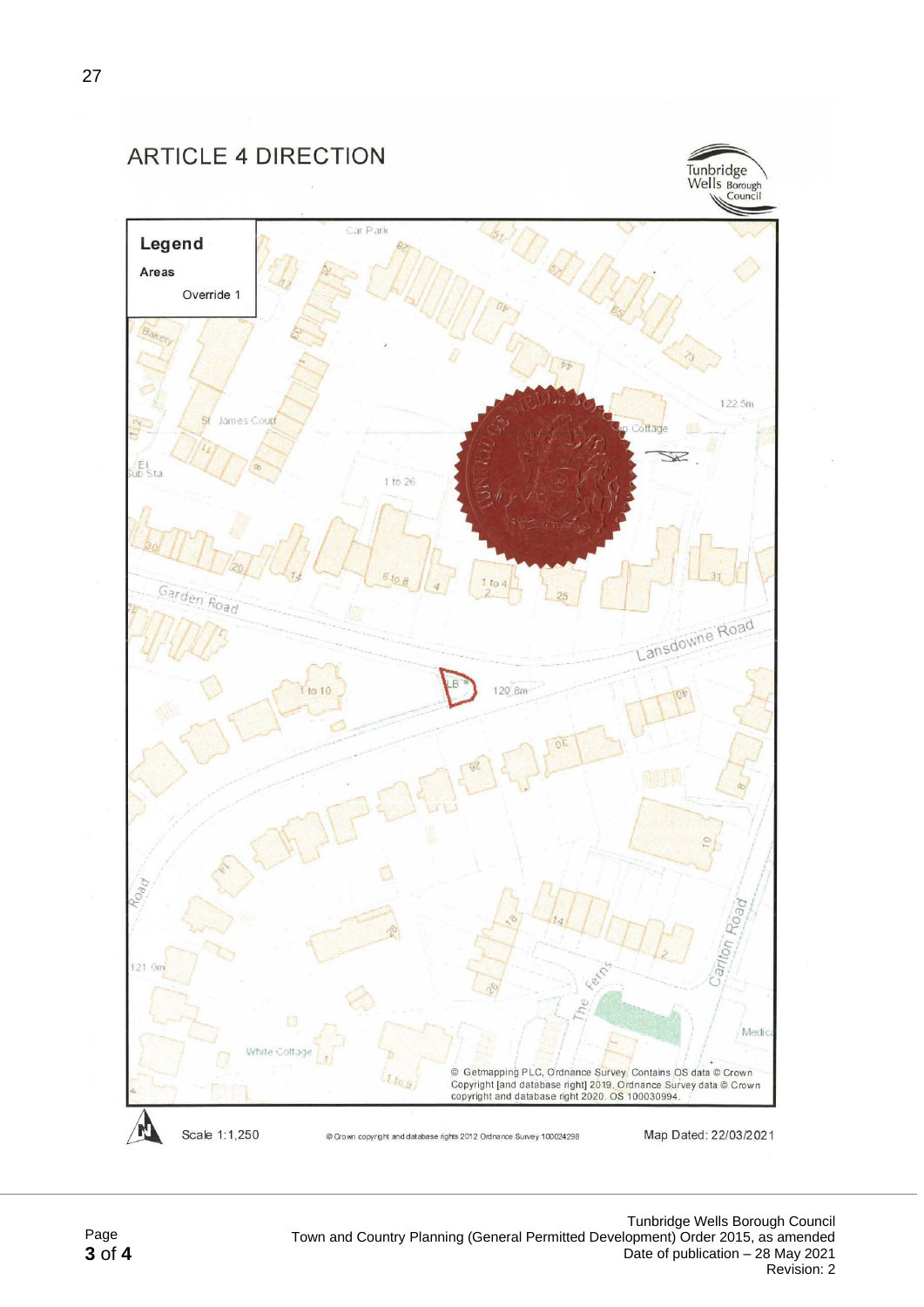# ARTICLE 4 DIRECTION

Tunbridge Wells Borough Council

**Legend**

**Areas**

Override 1

Car Park

St James Court

El Sub Sta

1 to 26

Garden Road

Lansdowne Road

LB

120.8m

122.5m

1 to 10

6 to 8

1 to 4

The Ferns

Carlton Road

White Cottage

1 to 9

121.0m

© Getmapping PLC, Ordnance Survey. Contains OS data © Crown Copyright [and database right] 2019. Ordnance Survey data © Crown copyright and database right 2020. OS 100030994.

Scale 1:1,250

© Crown copyright and database rights 2012 Ordnance Survey 100024298

Map Dated: 22/03/2021

Tunbridge Wells Borough Council
Town and Country Planning (General Permitted Development) Order 2015, as amended
Date of publication – 28 May 2021
Revision: 2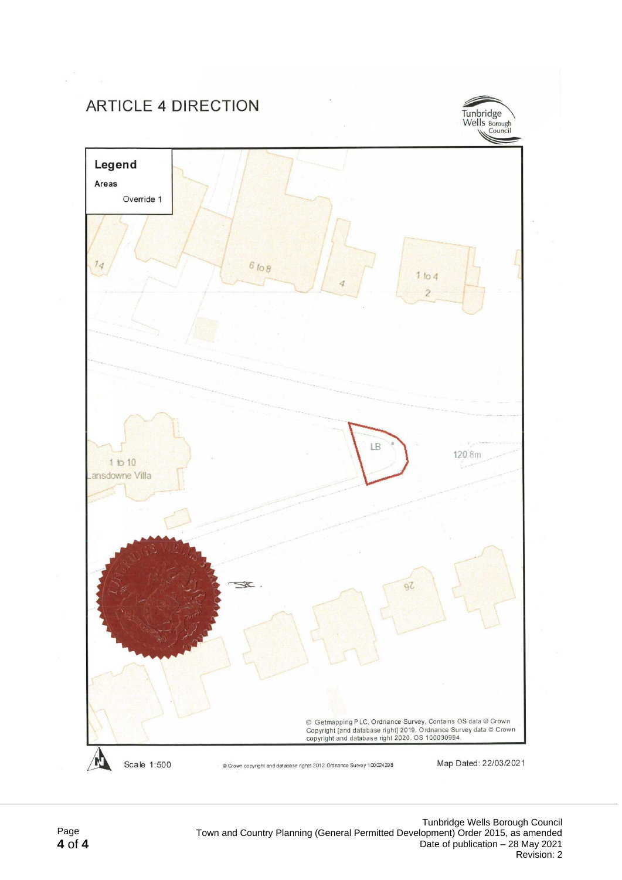# ARTICLE 4 DIRECTION

Tunbridge Wells Borough Council

**Legend**

**Areas**

Override 1

14

6 to 8

4

1 to 4

2

LB

120.8m

1 to 10

Lansdowne Villa

26

© Getmapping PLC, Ordnance Survey. Contains OS data © Crown Copyright [and database right] 2019, Ordnance Survey data © Crown copyright and database right 2020. OS 100030994.

Scale 1:500

© Crown copyright and database rights 2012 Ordnance Survey 100024298

Map Dated: 22/03/2021

Tunbridge Wells Borough Council
Town and Country Planning (General Permitted Development) Order 2015, as amended
Date of publication – 28 May 2021
Revision: 2